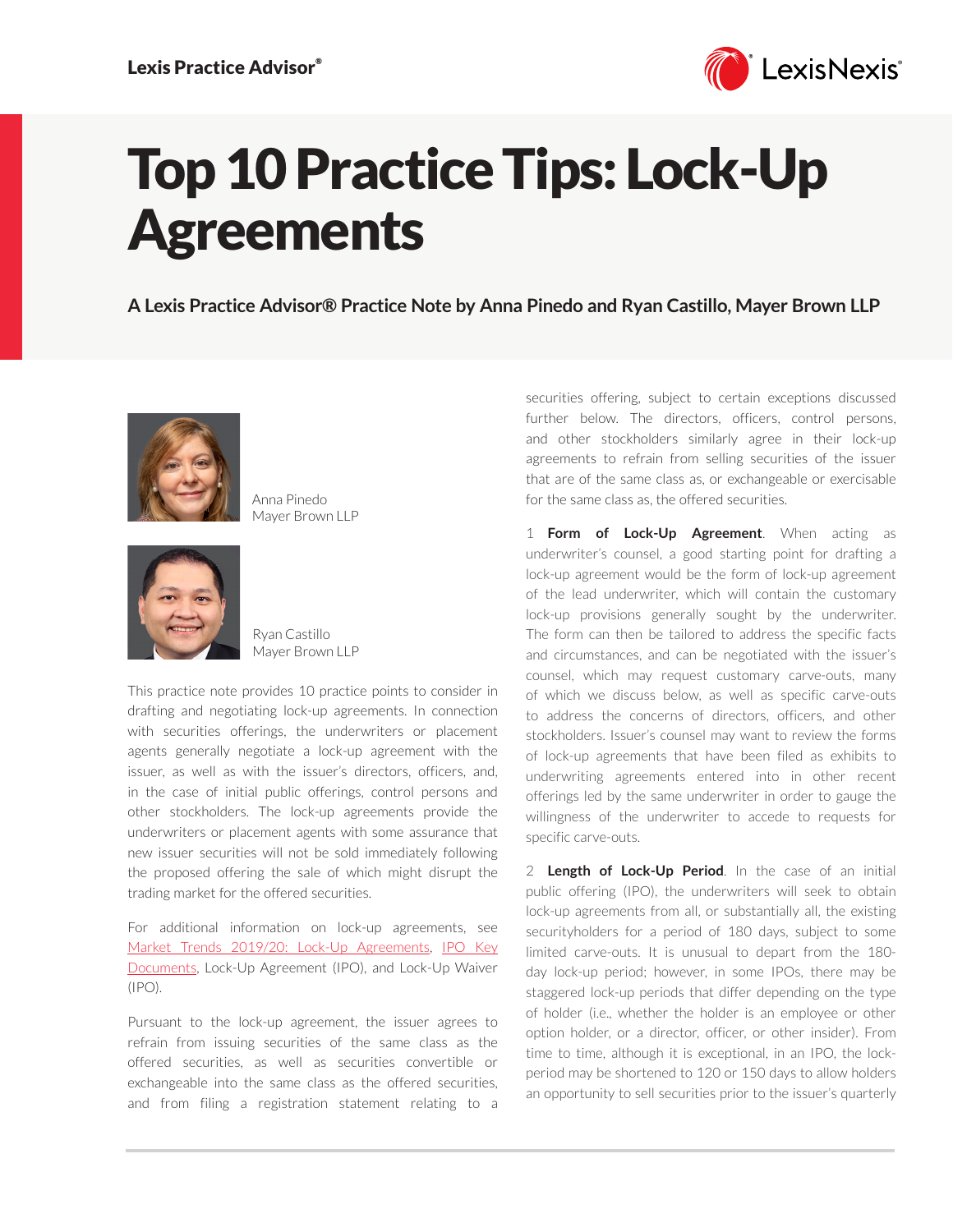Lexis Practice Advisor®

# Top 10 Practice Tips: Lock-Up Agreements

**A Lexis Practice Advisor® Practice Note by Anna Pinedo and Ryan Castillo, Mayer Brown LLP**

Anna Pinedo
Mayer Brown LLP

Ryan Castillo
Mayer Brown LLP

This practice note provides 10 practice points to consider in drafting and negotiating lock-up agreements. In connection with securities offerings, the underwriters or placement agents generally negotiate a lock-up agreement with the issuer, as well as with the issuer's directors, officers, and, in the case of initial public offerings, control persons and other stockholders. The lock-up agreements provide the underwriters or placement agents with some assurance that new issuer securities will not be sold immediately following the proposed offering the sale of which might disrupt the trading market for the offered securities.

For additional information on lock-up agreements, see Market Trends 2019/20: Lock-Up Agreements, IPO Key Documents, Lock-Up Agreement (IPO), and Lock-Up Waiver (IPO).

Pursuant to the lock-up agreement, the issuer agrees to refrain from issuing securities of the same class as the offered securities, as well as securities convertible or exchangeable into the same class as the offered securities, and from filing a registration statement relating to a securities offering, subject to certain exceptions discussed further below. The directors, officers, control persons, and other stockholders similarly agree in their lock-up agreements to refrain from selling securities of the issuer that are of the same class as, or exchangeable or exercisable for the same class as, the offered securities.

1 **Form of Lock-Up Agreement**. When acting as underwriter's counsel, a good starting point for drafting a lock-up agreement would be the form of lock-up agreement of the lead underwriter, which will contain the customary lock-up provisions generally sought by the underwriter. The form can then be tailored to address the specific facts and circumstances, and can be negotiated with the issuer's counsel, which may request customary carve-outs, many of which we discuss below, as well as specific carve-outs to address the concerns of directors, officers, and other stockholders. Issuer's counsel may want to review the forms of lock-up agreements that have been filed as exhibits to underwriting agreements entered into in other recent offerings led by the same underwriter in order to gauge the willingness of the underwriter to accede to requests for specific carve-outs.

2 **Length of Lock-Up Period**. In the case of an initial public offering (IPO), the underwriters will seek to obtain lock-up agreements from all, or substantially all, the existing securityholders for a period of 180 days, subject to some limited carve-outs. It is unusual to depart from the 180-day lock-up period; however, in some IPOs, there may be staggered lock-up periods that differ depending on the type of holder (i.e., whether the holder is an employee or other option holder, or a director, officer, or other insider). From time to time, although it is exceptional, in an IPO, the lock-period may be shortened to 120 or 150 days to allow holders an opportunity to sell securities prior to the issuer's quarterly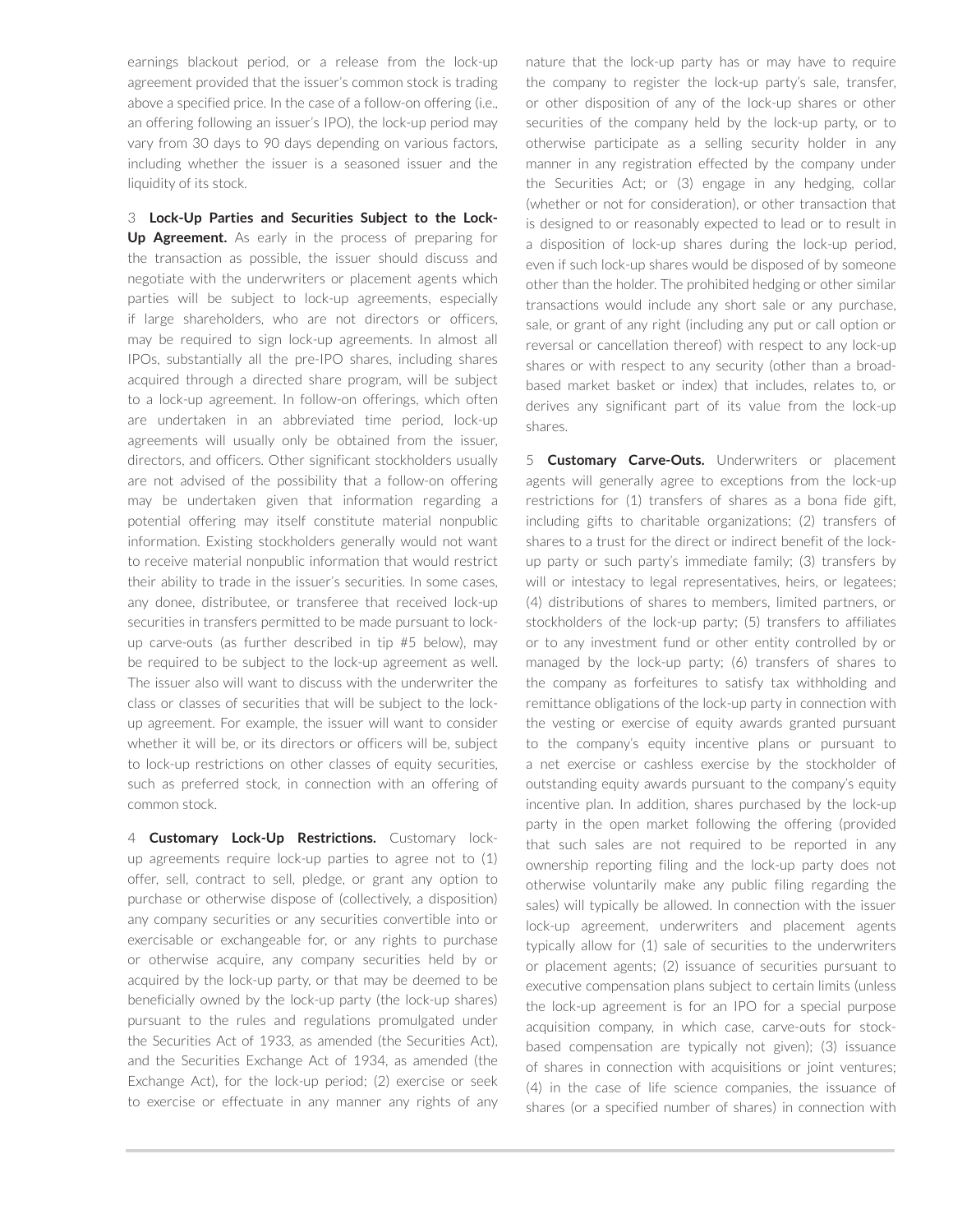earnings blackout period, or a release from the lock-up agreement provided that the issuer's common stock is trading above a specified price. In the case of a follow-on offering (i.e., an offering following an issuer's IPO), the lock-up period may vary from 30 days to 90 days depending on various factors, including whether the issuer is a seasoned issuer and the liquidity of its stock.

3 **Lock-Up Parties and Securities Subject to the Lock-Up Agreement.** As early in the process of preparing for the transaction as possible, the issuer should discuss and negotiate with the underwriters or placement agents which parties will be subject to lock-up agreements, especially if large shareholders, who are not directors or officers, may be required to sign lock-up agreements. In almost all IPOs, substantially all the pre-IPO shares, including shares acquired through a directed share program, will be subject to a lock-up agreement. In follow-on offerings, which often are undertaken in an abbreviated time period, lock-up agreements will usually only be obtained from the issuer, directors, and officers. Other significant stockholders usually are not advised of the possibility that a follow-on offering may be undertaken given that information regarding a potential offering may itself constitute material nonpublic information. Existing stockholders generally would not want to receive material nonpublic information that would restrict their ability to trade in the issuer's securities. In some cases, any donee, distributee, or transferee that received lock-up securities in transfers permitted to be made pursuant to lock-up carve-outs (as further described in tip #5 below), may be required to be subject to the lock-up agreement as well. The issuer also will want to discuss with the underwriter the class or classes of securities that will be subject to the lock-up agreement. For example, the issuer will want to consider whether it will be, or its directors or officers will be, subject to lock-up restrictions on other classes of equity securities, such as preferred stock, in connection with an offering of common stock.

4 **Customary Lock-Up Restrictions.** Customary lock-up agreements require lock-up parties to agree not to (1) offer, sell, contract to sell, pledge, or grant any option to purchase or otherwise dispose of (collectively, a disposition) any company securities or any securities convertible into or exercisable or exchangeable for, or any rights to purchase or otherwise acquire, any company securities held by or acquired by the lock-up party, or that may be deemed to be beneficially owned by the lock-up party (the lock-up shares) pursuant to the rules and regulations promulgated under the Securities Act of 1933, as amended (the Securities Act), and the Securities Exchange Act of 1934, as amended (the Exchange Act), for the lock-up period; (2) exercise or seek to exercise or effectuate in any manner any rights of any nature that the lock-up party has or may have to require the company to register the lock-up party's sale, transfer, or other disposition of any of the lock-up shares or other securities of the company held by the lock-up party, or to otherwise participate as a selling security holder in any manner in any registration effected by the company under the Securities Act; or (3) engage in any hedging, collar (whether or not for consideration), or other transaction that is designed to or reasonably expected to lead or to result in a disposition of lock-up shares during the lock-up period, even if such lock-up shares would be disposed of by someone other than the holder. The prohibited hedging or other similar transactions would include any short sale or any purchase, sale, or grant of any right (including any put or call option or reversal or cancellation thereof) with respect to any lock-up shares or with respect to any security (other than a broad-based market basket or index) that includes, relates to, or derives any significant part of its value from the lock-up shares.

5 **Customary Carve-Outs.** Underwriters or placement agents will generally agree to exceptions from the lock-up restrictions for (1) transfers of shares as a bona fide gift, including gifts to charitable organizations; (2) transfers of shares to a trust for the direct or indirect benefit of the lock-up party or such party's immediate family; (3) transfers by will or intestacy to legal representatives, heirs, or legatees; (4) distributions of shares to members, limited partners, or stockholders of the lock-up party; (5) transfers to affiliates or to any investment fund or other entity controlled by or managed by the lock-up party; (6) transfers of shares to the company as forfeitures to satisfy tax withholding and remittance obligations of the lock-up party in connection with the vesting or exercise of equity awards granted pursuant to the company's equity incentive plans or pursuant to a net exercise or cashless exercise by the stockholder of outstanding equity awards pursuant to the company's equity incentive plan. In addition, shares purchased by the lock-up party in the open market following the offering (provided that such sales are not required to be reported in any ownership reporting filing and the lock-up party does not otherwise voluntarily make any public filing regarding the sales) will typically be allowed. In connection with the issuer lock-up agreement, underwriters and placement agents typically allow for (1) sale of securities to the underwriters or placement agents; (2) issuance of securities pursuant to executive compensation plans subject to certain limits (unless the lock-up agreement is for an IPO for a special purpose acquisition company, in which case, carve-outs for stock-based compensation are typically not given); (3) issuance of shares in connection with acquisitions or joint ventures; (4) in the case of life science companies, the issuance of shares (or a specified number of shares) in connection with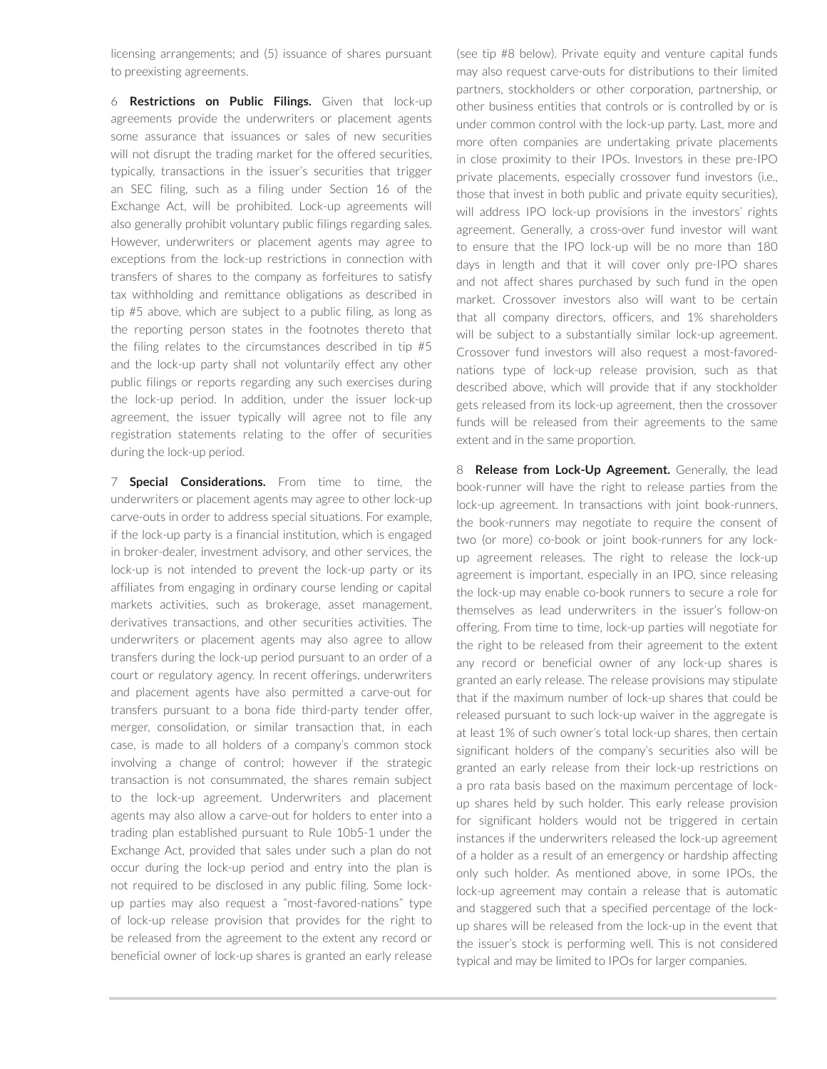licensing arrangements; and (5) issuance of shares pursuant to preexisting agreements.

6 **Restrictions on Public Filings.** Given that lock-up agreements provide the underwriters or placement agents some assurance that issuances or sales of new securities will not disrupt the trading market for the offered securities, typically, transactions in the issuer's securities that trigger an SEC filing, such as a filing under Section 16 of the Exchange Act, will be prohibited. Lock-up agreements will also generally prohibit voluntary public filings regarding sales. However, underwriters or placement agents may agree to exceptions from the lock-up restrictions in connection with transfers of shares to the company as forfeitures to satisfy tax withholding and remittance obligations as described in tip #5 above, which are subject to a public filing, as long as the reporting person states in the footnotes thereto that the filing relates to the circumstances described in tip #5 and the lock-up party shall not voluntarily effect any other public filings or reports regarding any such exercises during the lock-up period. In addition, under the issuer lock-up agreement, the issuer typically will agree not to file any registration statements relating to the offer of securities during the lock-up period.

7 **Special Considerations.** From time to time, the underwriters or placement agents may agree to other lock-up carve-outs in order to address special situations. For example, if the lock-up party is a financial institution, which is engaged in broker-dealer, investment advisory, and other services, the lock-up is not intended to prevent the lock-up party or its affiliates from engaging in ordinary course lending or capital markets activities, such as brokerage, asset management, derivatives transactions, and other securities activities. The underwriters or placement agents may also agree to allow transfers during the lock-up period pursuant to an order of a court or regulatory agency. In recent offerings, underwriters and placement agents have also permitted a carve-out for transfers pursuant to a bona fide third-party tender offer, merger, consolidation, or similar transaction that, in each case, is made to all holders of a company's common stock involving a change of control; however if the strategic transaction is not consummated, the shares remain subject to the lock-up agreement. Underwriters and placement agents may also allow a carve-out for holders to enter into a trading plan established pursuant to Rule 10b5-1 under the Exchange Act, provided that sales under such a plan do not occur during the lock-up period and entry into the plan is not required to be disclosed in any public filing. Some lock-up parties may also request a "most-favored-nations" type of lock-up release provision that provides for the right to be released from the agreement to the extent any record or beneficial owner of lock-up shares is granted an early release (see tip #8 below). Private equity and venture capital funds may also request carve-outs for distributions to their limited partners, stockholders or other corporation, partnership, or other business entities that controls or is controlled by or is under common control with the lock-up party. Last, more and more often companies are undertaking private placements in close proximity to their IPOs. Investors in these pre-IPO private placements, especially crossover fund investors (i.e., those that invest in both public and private equity securities), will address IPO lock-up provisions in the investors' rights agreement. Generally, a cross-over fund investor will want to ensure that the IPO lock-up will be no more than 180 days in length and that it will cover only pre-IPO shares and not affect shares purchased by such fund in the open market. Crossover investors also will want to be certain that all company directors, officers, and 1% shareholders will be subject to a substantially similar lock-up agreement. Crossover fund investors will also request a most-favored-nations type of lock-up release provision, such as that described above, which will provide that if any stockholder gets released from its lock-up agreement, then the crossover funds will be released from their agreements to the same extent and in the same proportion.

8 **Release from Lock-Up Agreement.** Generally, the lead book-runner will have the right to release parties from the lock-up agreement. In transactions with joint book-runners, the book-runners may negotiate to require the consent of two (or more) co-book or joint book-runners for any lock-up agreement releases. The right to release the lock-up agreement is important, especially in an IPO, since releasing the lock-up may enable co-book runners to secure a role for themselves as lead underwriters in the issuer's follow-on offering. From time to time, lock-up parties will negotiate for the right to be released from their agreement to the extent any record or beneficial owner of any lock-up shares is granted an early release. The release provisions may stipulate that if the maximum number of lock-up shares that could be released pursuant to such lock-up waiver in the aggregate is at least 1% of such owner's total lock-up shares, then certain significant holders of the company's securities also will be granted an early release from their lock-up restrictions on a pro rata basis based on the maximum percentage of lock-up shares held by such holder. This early release provision for significant holders would not be triggered in certain instances if the underwriters released the lock-up agreement of a holder as a result of an emergency or hardship affecting only such holder. As mentioned above, in some IPOs, the lock-up agreement may contain a release that is automatic and staggered such that a specified percentage of the lock-up shares will be released from the lock-up in the event that the issuer's stock is performing well. This is not considered typical and may be limited to IPOs for larger companies.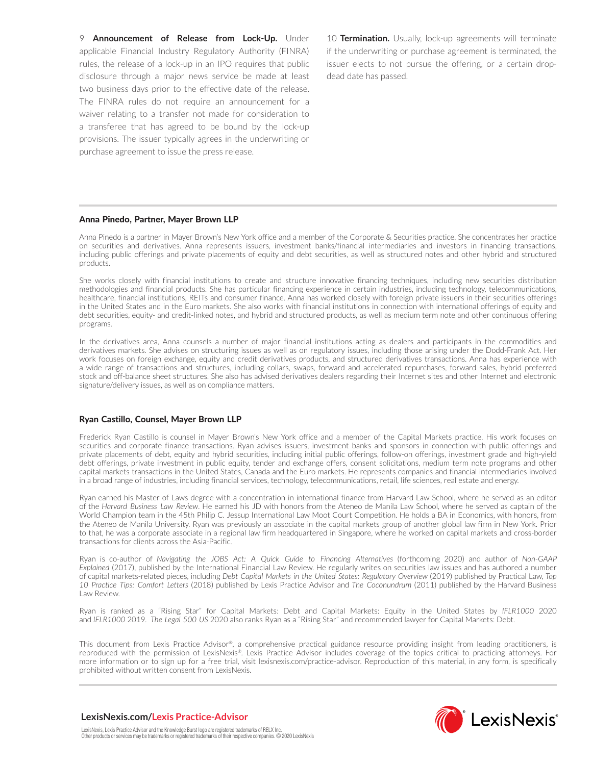9 **Announcement of Release from Lock-Up.** Under applicable Financial Industry Regulatory Authority (FINRA) rules, the release of a lock-up in an IPO requires that public disclosure through a major news service be made at least two business days prior to the effective date of the release. The FINRA rules do not require an announcement for a waiver relating to a transfer not made for consideration to a transferee that has agreed to be bound by the lock-up provisions. The issuer typically agrees in the underwriting or purchase agreement to issue the press release.

10 **Termination.** Usually, lock-up agreements will terminate if the underwriting or purchase agreement is terminated, the issuer elects to not pursue the offering, or a certain drop-dead date has passed.

**Anna Pinedo, Partner, Mayer Brown LLP**

Anna Pinedo is a partner in Mayer Brown's New York office and a member of the Corporate & Securities practice. She concentrates her practice on securities and derivatives. Anna represents issuers, investment banks/financial intermediaries and investors in financing transactions, including public offerings and private placements of equity and debt securities, as well as structured notes and other hybrid and structured products.

She works closely with financial institutions to create and structure innovative financing techniques, including new securities distribution methodologies and financial products. She has particular financing experience in certain industries, including technology, telecommunications, healthcare, financial institutions, REITs and consumer finance. Anna has worked closely with foreign private issuers in their securities offerings in the United States and in the Euro markets. She also works with financial institutions in connection with international offerings of equity and debt securities, equity- and credit-linked notes, and hybrid and structured products, as well as medium term note and other continuous offering programs.

In the derivatives area, Anna counsels a number of major financial institutions acting as dealers and participants in the commodities and derivatives markets. She advises on structuring issues as well as on regulatory issues, including those arising under the Dodd-Frank Act. Her work focuses on foreign exchange, equity and credit derivatives products, and structured derivatives transactions. Anna has experience with a wide range of transactions and structures, including collars, swaps, forward and accelerated repurchases, forward sales, hybrid preferred stock and off-balance sheet structures. She also has advised derivatives dealers regarding their Internet sites and other Internet and electronic signature/delivery issues, as well as on compliance matters.

**Ryan Castillo, Counsel, Mayer Brown LLP**

Frederick Ryan Castillo is counsel in Mayer Brown's New York office and a member of the Capital Markets practice. His work focuses on securities and corporate finance transactions. Ryan advises issuers, investment banks and sponsors in connection with public offerings and private placements of debt, equity and hybrid securities, including initial public offerings, follow-on offerings, investment grade and high-yield debt offerings, private investment in public equity, tender and exchange offers, consent solicitations, medium term note programs and other capital markets transactions in the United States, Canada and the Euro markets. He represents companies and financial intermediaries involved in a broad range of industries, including financial services, technology, telecommunications, retail, life sciences, real estate and energy.

Ryan earned his Master of Laws degree with a concentration in international finance from Harvard Law School, where he served as an editor of the *Harvard Business Law Review*. He earned his JD with honors from the Ateneo de Manila Law School, where he served as captain of the World Champion team in the 45th Philip C. Jessup International Law Moot Court Competition. He holds a BA in Economics, with honors, from the Ateneo de Manila University. Ryan was previously an associate in the capital markets group of another global law firm in New York. Prior to that, he was a corporate associate in a regional law firm headquartered in Singapore, where he worked on capital markets and cross-border transactions for clients across the Asia-Pacific.

Ryan is co-author of *Navigating the JOBS Act: A Quick Guide to Financing Alternatives* (forthcoming 2020) and author of *Non-GAAP Explained* (2017), published by the International Financial Law Review. He regularly writes on securities law issues and has authored a number of capital markets-related pieces, including *Debt Capital Markets in the United States: Regulatory Overview* (2019) published by Practical Law, *Top 10 Practice Tips: Comfort Letters* (2018) published by Lexis Practice Advisor and *The Coconundrum* (2011) published by the Harvard Business Law Review.

Ryan is ranked as a "Rising Star" for Capital Markets: Debt and Capital Markets: Equity in the United States by *IFLR1000* 2020 and *IFLR1000* 2019. *The Legal 500 US* 2020 also ranks Ryan as a "Rising Star" and recommended lawyer for Capital Markets: Debt.

This document from Lexis Practice Advisor®, a comprehensive practical guidance resource providing insight from leading practitioners, is reproduced with the permission of LexisNexis®. Lexis Practice Advisor includes coverage of the topics critical to practicing attorneys. For more information or to sign up for a free trial, visit lexisnexis.com/practice-advisor. Reproduction of this material, in any form, is specifically prohibited without written consent from LexisNexis.

**LexisNexis.com/Lexis Practice-Advisor**

LexisNexis, Lexis Practice Advisor and the Knowledge Burst logo are registered trademarks of RELX Inc. Other products or services may be trademarks or registered trademarks of their respective companies. © 2020 LexisNexis